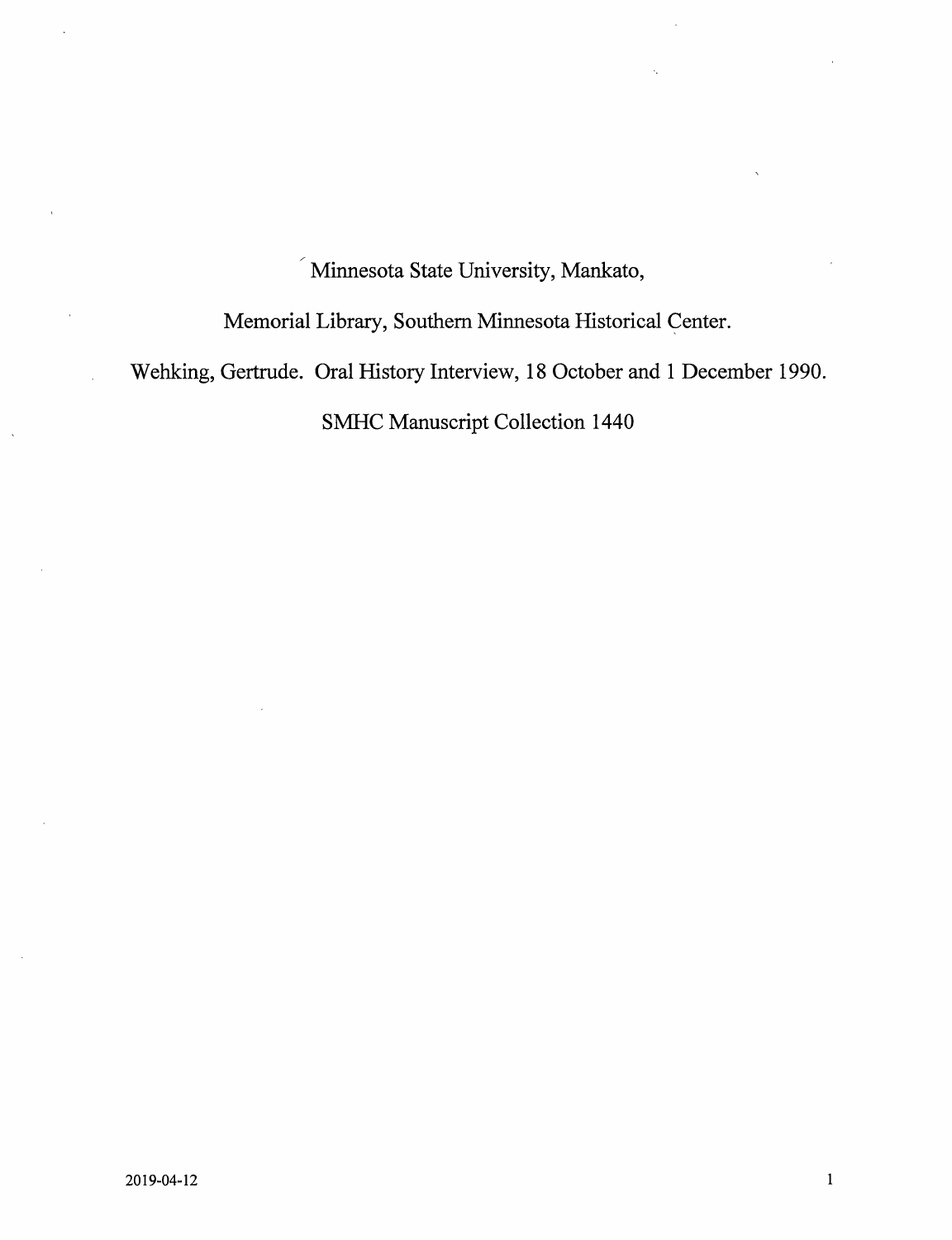Minnesota State University, Mankato,

Memorial Library, Southern Minnesota Historical Center.

Wehking, Gertrude. Oral History Interview, 18 October and 1 December 1990.

SMHC Manuscript Collection 1440

2019-04-12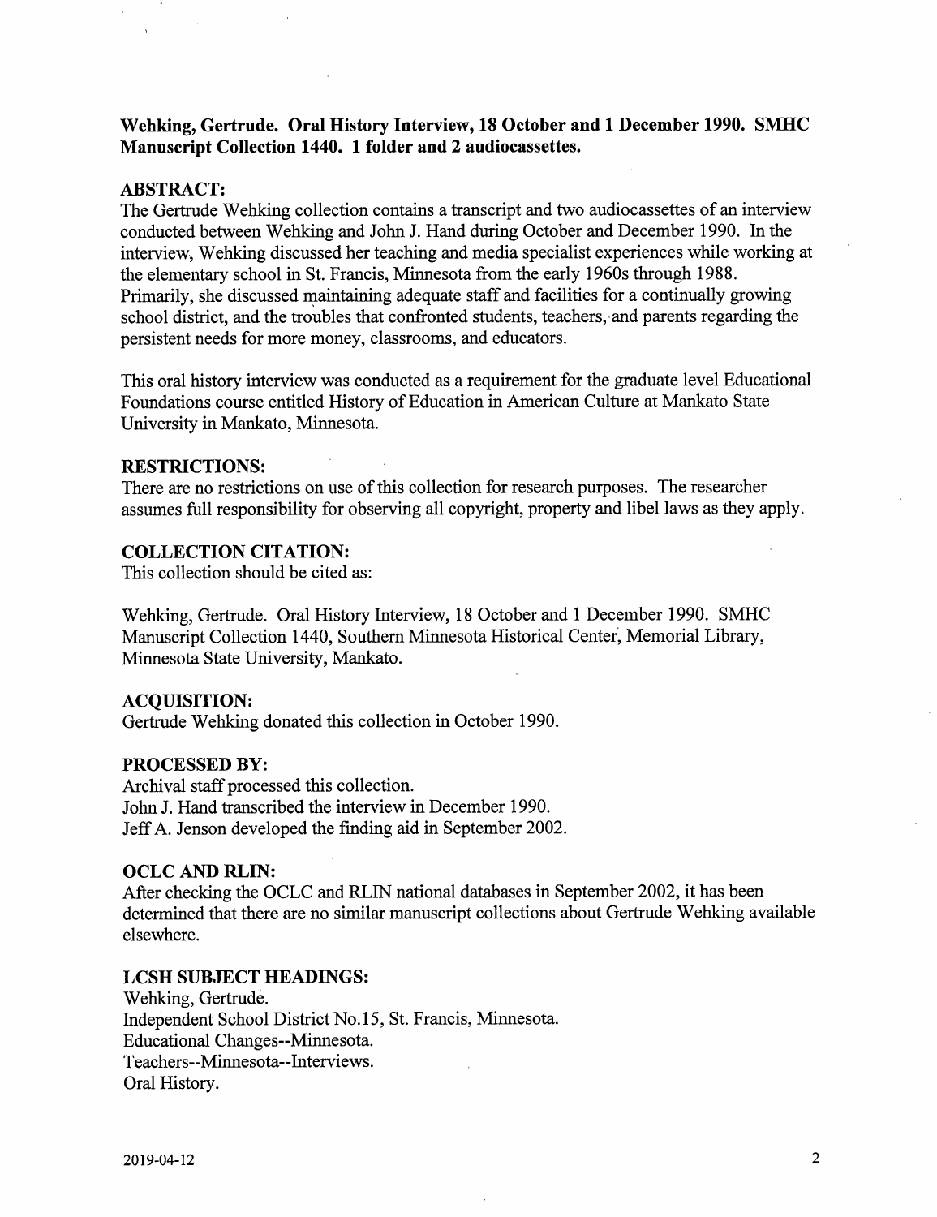**Wehking, Gertrude. Oral History Interview, 18 October and 1 December 1990. SMHC Manuscript Collection 1440. 1 folder and 2 audiocassettes.**

## ABSTRACT:

The Gertrude Wehking collection contains a transcript and two audiocassettes of an interview conducted between Wehking and John J. Hand during October and December 1990. In the interview, Wehking discussed her teaching and media specialist experiences while working at the elementary school in St. Francis, Minnesota from the early 1960s through 1988. Primarily, she discussed maintaining adequate staff and facilities for a continually growing school district, and the troubles that confronted students, teachers, and parents regarding the persistent needs for more money, classrooms, and educators.

This oral history interview was conducted as a requirement for the graduate level Educational Foundations course entitled History of Education in American Culture at Mankato State University in Mankato, Minnesota.

## RESTRICTIONS:

There are no restrictions on use of this collection for research purposes. The researcher assumes full responsibility for observing all copyright, property and libel laws as they apply.

## COLLECTION CITATION:

This collection should be cited as:

Wehking, Gertrude. Oral History Interview, 18 October and 1 December 1990. SMHC Manuscript Collection 1440, Southern Minnesota Historical Center, Memorial Library, Minnesota State University, Mankato.

## ACQUISITION:

Gertrude Wehking donated this collection in October 1990.

## PROCESSED BY:

Archival staff processed this collection.
John J. Hand transcribed the interview in December 1990.
Jeff A. Jenson developed the finding aid in September 2002.

## OCLC AND RLIN:

After checking the OCLC and RLIN national databases in September 2002, it has been determined that there are no similar manuscript collections about Gertrude Wehking available elsewhere.

## LCSH SUBJECT HEADINGS:

Wehking, Gertrude.
Independent School District No.15, St. Francis, Minnesota.
Educational Changes--Minnesota.
Teachers--Minnesota--Interviews.
Oral History.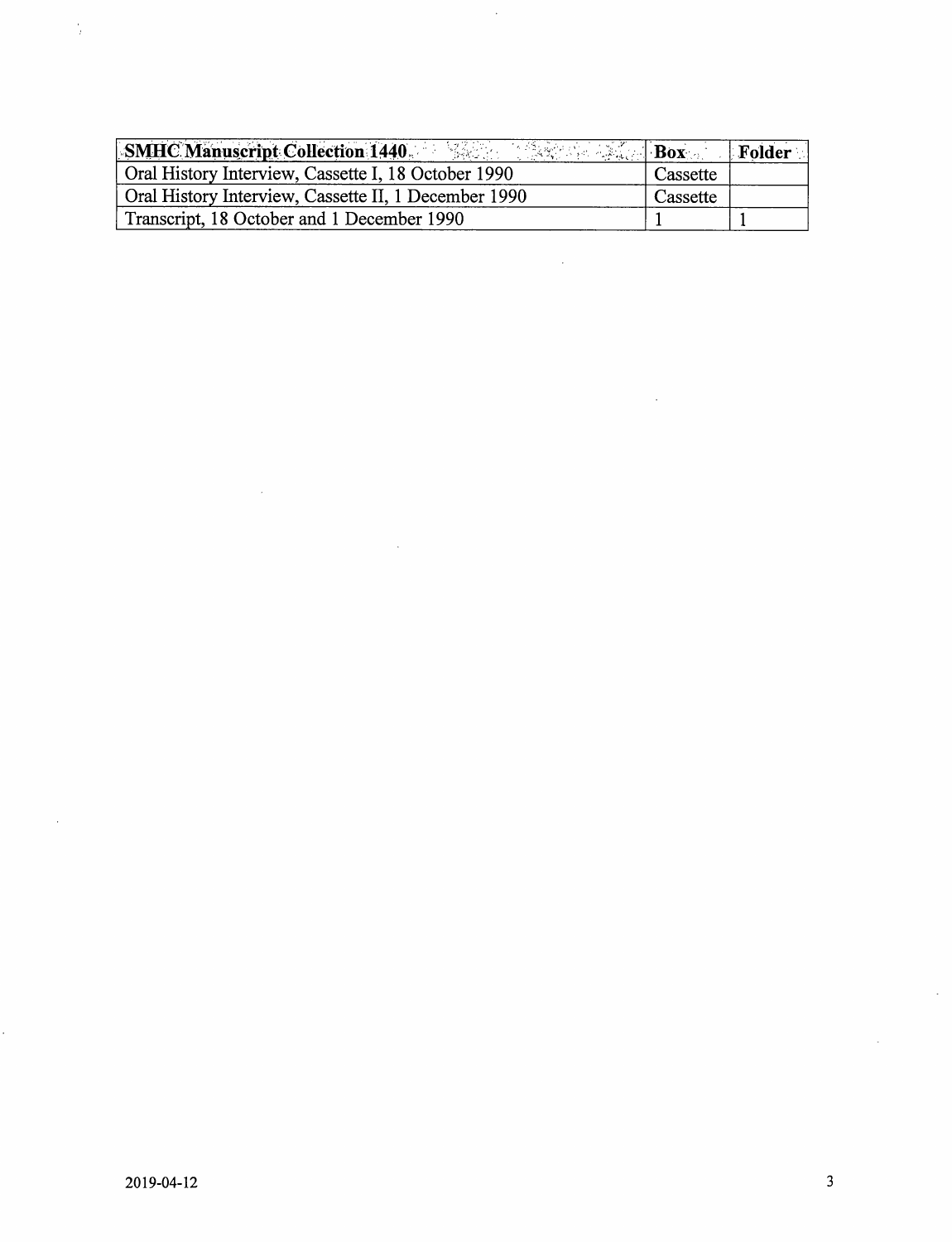| SMHC Manuscript Collection 1440 | Box | Folder |
| --- | --- | --- |
| Oral History Interview, Cassette I, 18 October 1990 | Cassette | |
| Oral History Interview, Cassette II, 1 December 1990 | Cassette | |
| Transcript, 18 October and 1 December 1990 | 1 | 1 |

2019-04-12